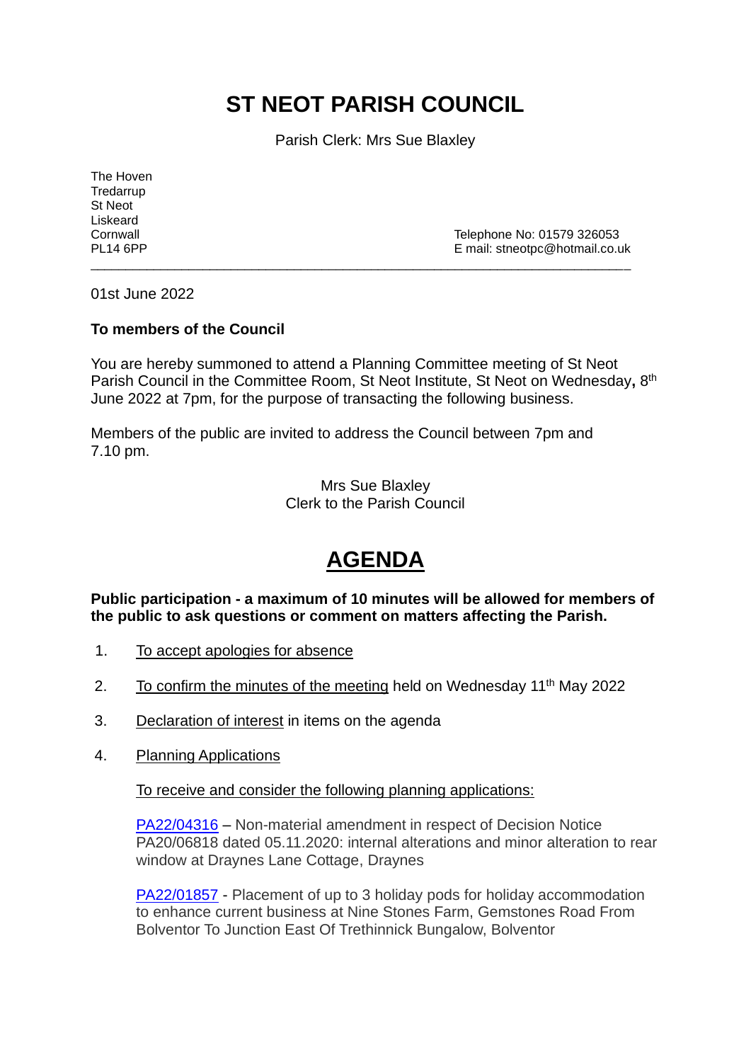# ST NEOT PARISH COUNCIL

Parish Clerk: Mrs Sue Blaxley

The Hoven
Tredarrup
St Neot
Liskeard
Cornwall
PL14 6PP

Telephone No: 01579 326053
E mail: stneotpc@hotmail.co.uk

---

01st June 2022

**To members of the Council**

You are hereby summoned to attend a Planning Committee meeting of St Neot Parish Council in the Committee Room, St Neot Institute, St Neot on Wednesday**,** 8th June 2022 at 7pm, for the purpose of transacting the following business.

Members of the public are invited to address the Council between 7pm and 7.10 pm.

Mrs Sue Blaxley
Clerk to the Parish Council

# AGENDA

**Public participation - a maximum of 10 minutes will be allowed for members of the public to ask questions or comment on matters affecting the Parish.**

1. To accept apologies for absence

2. To confirm the minutes of the meeting held on Wednesday 11th May 2022

3. Declaration of interest in items on the agenda

4. Planning Applications

   To receive and consider the following planning applications:

   PA22/04316 – Non-material amendment in respect of Decision Notice PA20/06818 dated 05.11.2020: internal alterations and minor alteration to rear window at Draynes Lane Cottage, Draynes

   PA22/01857 - Placement of up to 3 holiday pods for holiday accommodation to enhance current business at Nine Stones Farm, Gemstones Road From Bolventor To Junction East Of Trethinnick Bungalow, Bolventor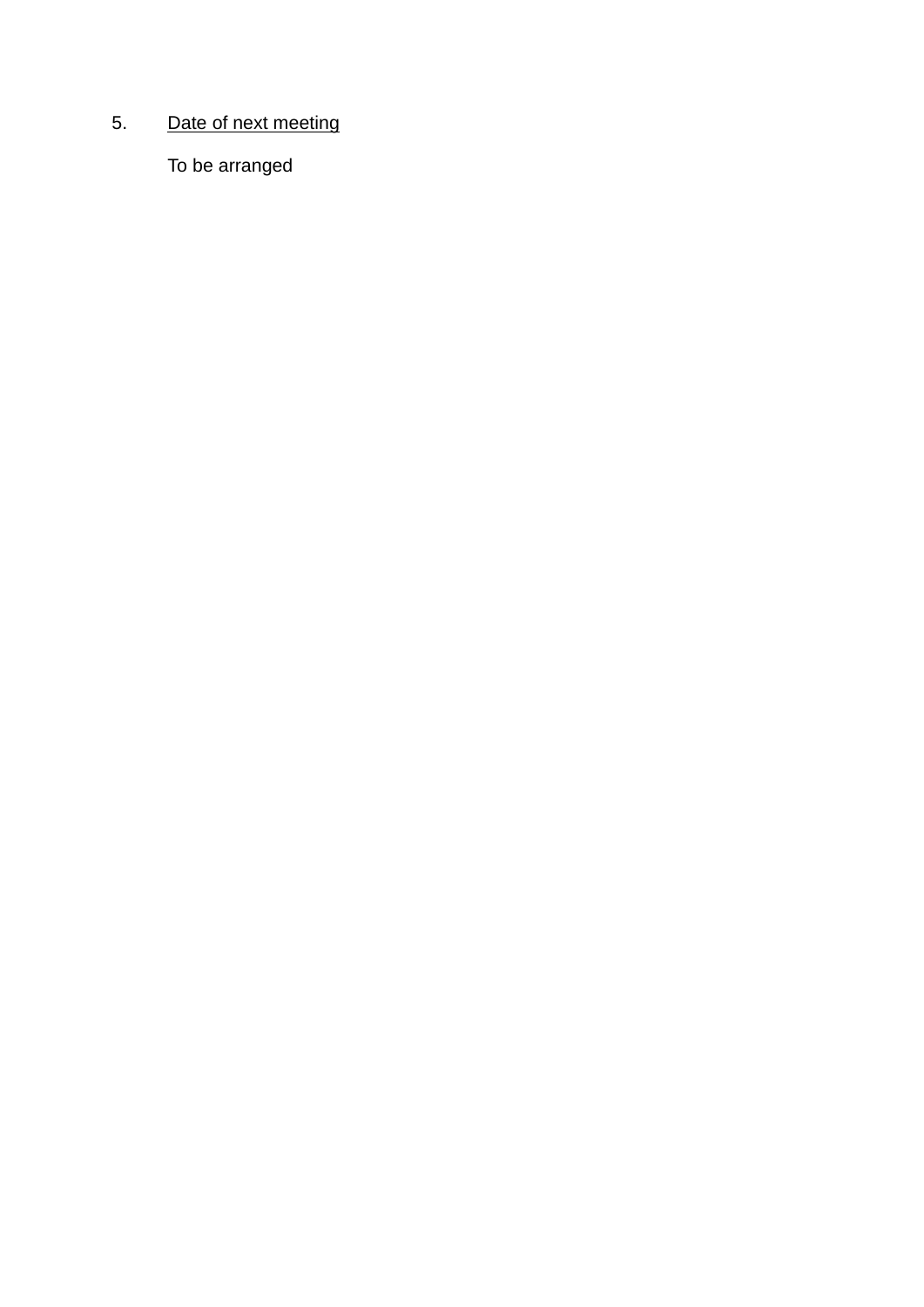5. Date of next meeting

To be arranged